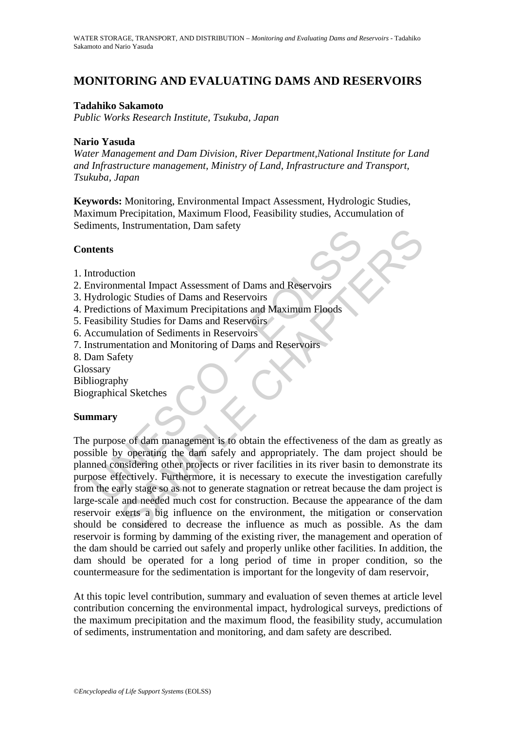# MONITORING AND EVALUATING DAMS AND RESERVOIRS

**Tadahiko Sakamoto**

*Public Works Research Institute, Tsukuba, Japan*

**Nario Yasuda**

*Water Management and Dam Division, River Department,National Institute for Land and Infrastructure management, Ministry of Land, Infrastructure and Transport, Tsukuba, Japan*

**Keywords:** Monitoring, Environmental Impact Assessment, Hydrologic Studies, Maximum Precipitation, Maximum Flood, Feasibility studies, Accumulation of Sediments, Instrumentation, Dam safety

## Contents

1. Introduction
2. Environmental Impact Assessment of Dams and Reservoirs
3. Hydrologic Studies of Dams and Reservoirs
4. Predictions of Maximum Precipitations and Maximum Floods
5. Feasibility Studies for Dams and Reservoirs
6. Accumulation of Sediments in Reservoirs
7. Instrumentation and Monitoring of Dams and Reservoirs
8. Dam Safety

Glossary
Bibliography
Biographical Sketches

## Summary

The purpose of dam management is to obtain the effectiveness of the dam as greatly as possible by operating the dam safely and appropriately. The dam project should be planned considering other projects or river facilities in its river basin to demonstrate its purpose effectively. Furthermore, it is necessary to execute the investigation carefully from the early stage so as not to generate stagnation or retreat because the dam project is large-scale and needed much cost for construction. Because the appearance of the dam reservoir exerts a big influence on the environment, the mitigation or conservation should be considered to decrease the influence as much as possible. As the dam reservoir is forming by damming of the existing river, the management and operation of the dam should be carried out safely and properly unlike other facilities. In addition, the dam should be operated for a long period of time in proper condition, so the countermeasure for the sedimentation is important for the longevity of dam reservoir,

At this topic level contribution, summary and evaluation of seven themes at article level contribution concerning the environmental impact, hydrological surveys, predictions of the maximum precipitation and the maximum flood, the feasibility study, accumulation of sediments, instrumentation and monitoring, and dam safety are described.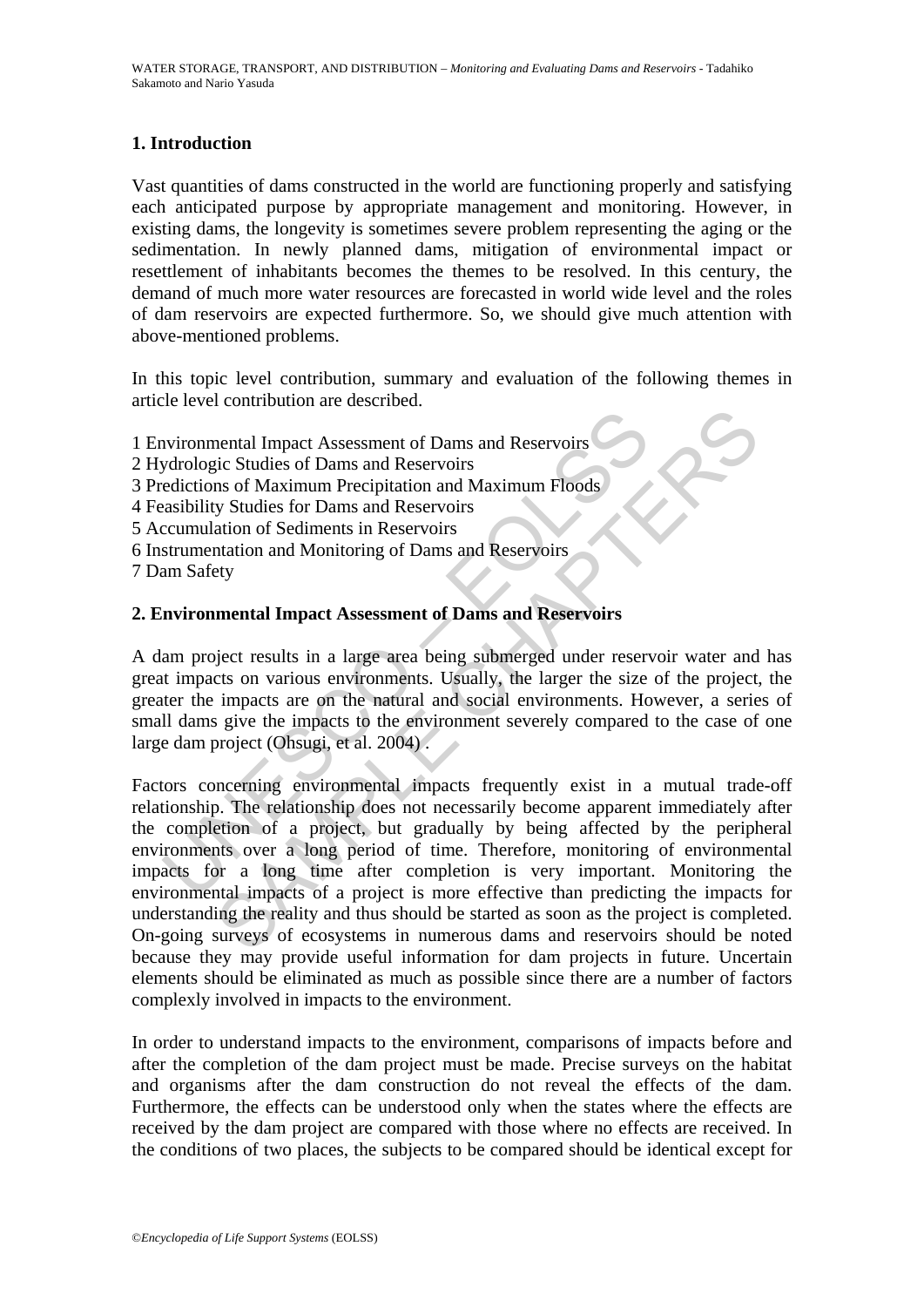## 1. Introduction

Vast quantities of dams constructed in the world are functioning properly and satisfying each anticipated purpose by appropriate management and monitoring. However, in existing dams, the longevity is sometimes severe problem representing the aging or the sedimentation. In newly planned dams, mitigation of environmental impact or resettlement of inhabitants becomes the themes to be resolved. In this century, the demand of much more water resources are forecasted in world wide level and the roles of dam reservoirs are expected furthermore. So, we should give much attention with above-mentioned problems.

In this topic level contribution, summary and evaluation of the following themes in article level contribution are described.

1 Environmental Impact Assessment of Dams and Reservoirs
2 Hydrologic Studies of Dams and Reservoirs
3 Predictions of Maximum Precipitation and Maximum Floods
4 Feasibility Studies for Dams and Reservoirs
5 Accumulation of Sediments in Reservoirs
6 Instrumentation and Monitoring of Dams and Reservoirs
7 Dam Safety

## 2. Environmental Impact Assessment of Dams and Reservoirs

A dam project results in a large area being submerged under reservoir water and has great impacts on various environments. Usually, the larger the size of the project, the greater the impacts are on the natural and social environments. However, a series of small dams give the impacts to the environment severely compared to the case of one large dam project (Ohsugi, et al. 2004) .

Factors concerning environmental impacts frequently exist in a mutual trade-off relationship. The relationship does not necessarily become apparent immediately after the completion of a project, but gradually by being affected by the peripheral environments over a long period of time. Therefore, monitoring of environmental impacts for a long time after completion is very important. Monitoring the environmental impacts of a project is more effective than predicting the impacts for understanding the reality and thus should be started as soon as the project is completed. On-going surveys of ecosystems in numerous dams and reservoirs should be noted because they may provide useful information for dam projects in future. Uncertain elements should be eliminated as much as possible since there are a number of factors complexly involved in impacts to the environment.

In order to understand impacts to the environment, comparisons of impacts before and after the completion of the dam project must be made. Precise surveys on the habitat and organisms after the dam construction do not reveal the effects of the dam. Furthermore, the effects can be understood only when the states where the effects are received by the dam project are compared with those where no effects are received. In the conditions of two places, the subjects to be compared should be identical except for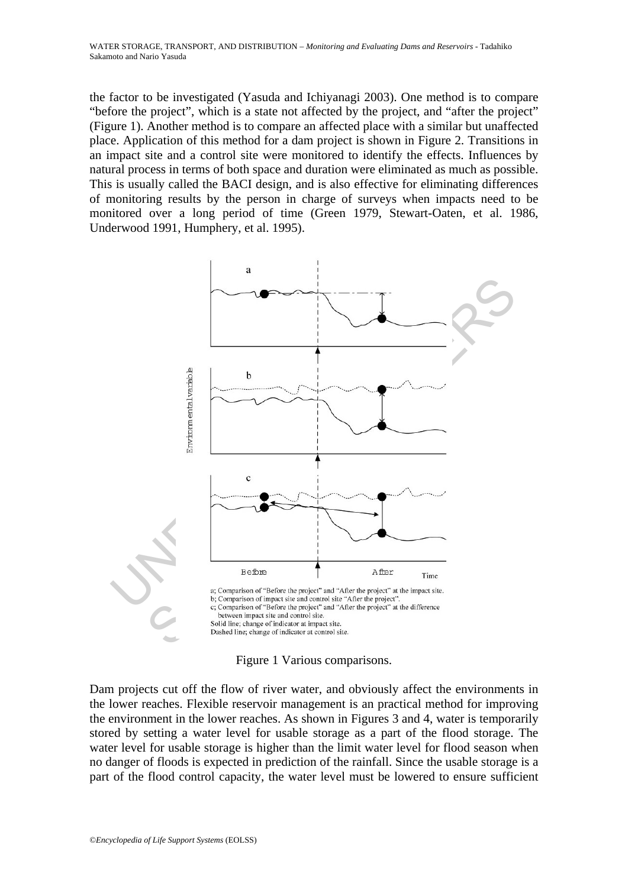the factor to be investigated (Yasuda and Ichiyanagi 2003). One method is to compare "before the project", which is a state not affected by the project, and "after the project" (Figure 1). Another method is to compare an affected place with a similar but unaffected place. Application of this method for a dam project is shown in Figure 2. Transitions in an impact site and a control site were monitored to identify the effects. Influences by natural process in terms of both space and duration were eliminated as much as possible. This is usually called the BACI design, and is also effective for eliminating differences of monitoring results by the person in charge of surveys when impacts need to be monitored over a long period of time (Green 1979, Stewart-Oaten, et al. 1986, Underwood 1991, Humphery, et al. 1995).

Environmental variable

a

b

c

Before

After

Time

a; Comparison of "Before the project" and "After the project" at the impact site.
b; Comparison of impact site and control site "After the project".
c; Comparison of "Before the project" and "After the project" at the difference between impact site and control site.
Solid line; change of indicator at impact site.
Dashed line; change of indicator at control site.

Figure 1 Various comparisons.

Dam projects cut off the flow of river water, and obviously affect the environments in the lower reaches. Flexible reservoir management is an practical method for improving the environment in the lower reaches. As shown in Figures 3 and 4, water is temporarily stored by setting a water level for usable storage as a part of the flood storage. The water level for usable storage is higher than the limit water level for flood season when no danger of floods is expected in prediction of the rainfall. Since the usable storage is a part of the flood control capacity, the water level must be lowered to ensure sufficient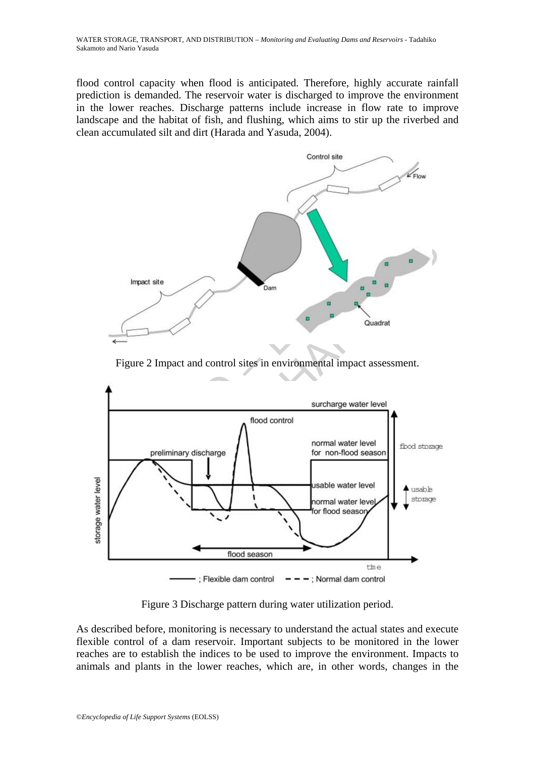flood control capacity when flood is anticipated. Therefore, highly accurate rainfall prediction is demanded. The reservoir water is discharged to improve the environment in the lower reaches. Discharge patterns include increase in flow rate to improve landscape and the habitat of fish, and flushing, which aims to stir up the riverbed and clean accumulated silt and dirt (Harada and Yasuda, 2004).

Control site

Flow

Dam

Impact site

Quadrat

Figure 2 Impact and control sites in environmental impact assessment.

surcharge water level

flood control

normal water level for non-flood season

flood storage

preliminary discharge

usable water level

usable storage

normal water level for flood season

storage water level

flood season

time

; Flexible dam control  ; Normal dam control

Figure 3 Discharge pattern during water utilization period.

As described before, monitoring is necessary to understand the actual states and execute flexible control of a dam reservoir. Important subjects to be monitored in the lower reaches are to establish the indices to be used to improve the environment. Impacts to animals and plants in the lower reaches, which are, in other words, changes in the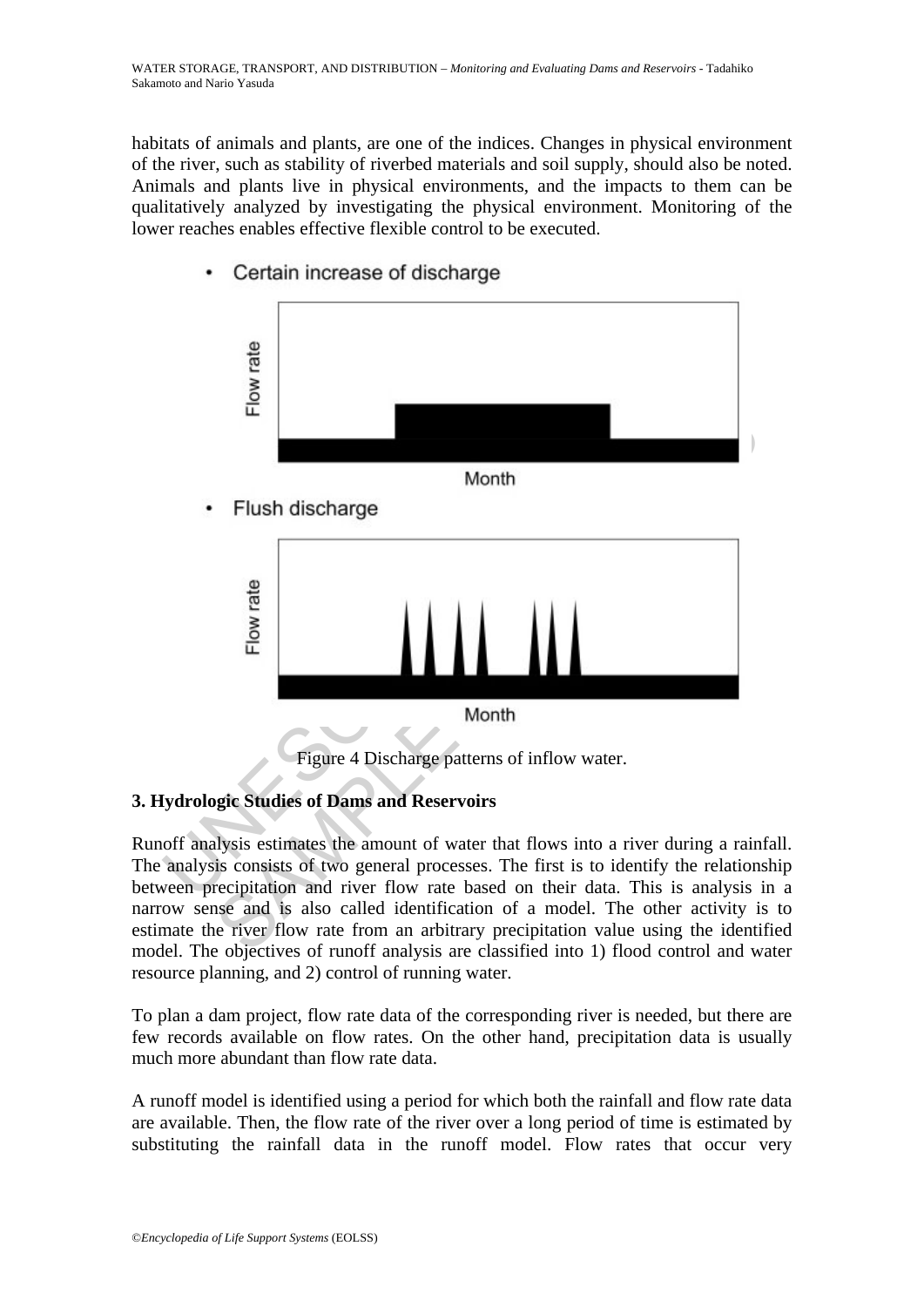habitats of animals and plants, are one of the indices. Changes in physical environment of the river, such as stability of riverbed materials and soil supply, should also be noted. Animals and plants live in physical environments, and the impacts to them can be qualitatively analyzed by investigating the physical environment. Monitoring of the lower reaches enables effective flexible control to be executed.

- Certain increase of discharge

Flow rate

Month

- Flush discharge

Flow rate

Month

Figure 4 Discharge patterns of inflow water.

## 3. Hydrologic Studies of Dams and Reservoirs

Runoff analysis estimates the amount of water that flows into a river during a rainfall. The analysis consists of two general processes. The first is to identify the relationship between precipitation and river flow rate based on their data. This is analysis in a narrow sense and is also called identification of a model. The other activity is to estimate the river flow rate from an arbitrary precipitation value using the identified model. The objectives of runoff analysis are classified into 1) flood control and water resource planning, and 2) control of running water.

To plan a dam project, flow rate data of the corresponding river is needed, but there are few records available on flow rates. On the other hand, precipitation data is usually much more abundant than flow rate data.

A runoff model is identified using a period for which both the rainfall and flow rate data are available. Then, the flow rate of the river over a long period of time is estimated by substituting the rainfall data in the runoff model. Flow rates that occur very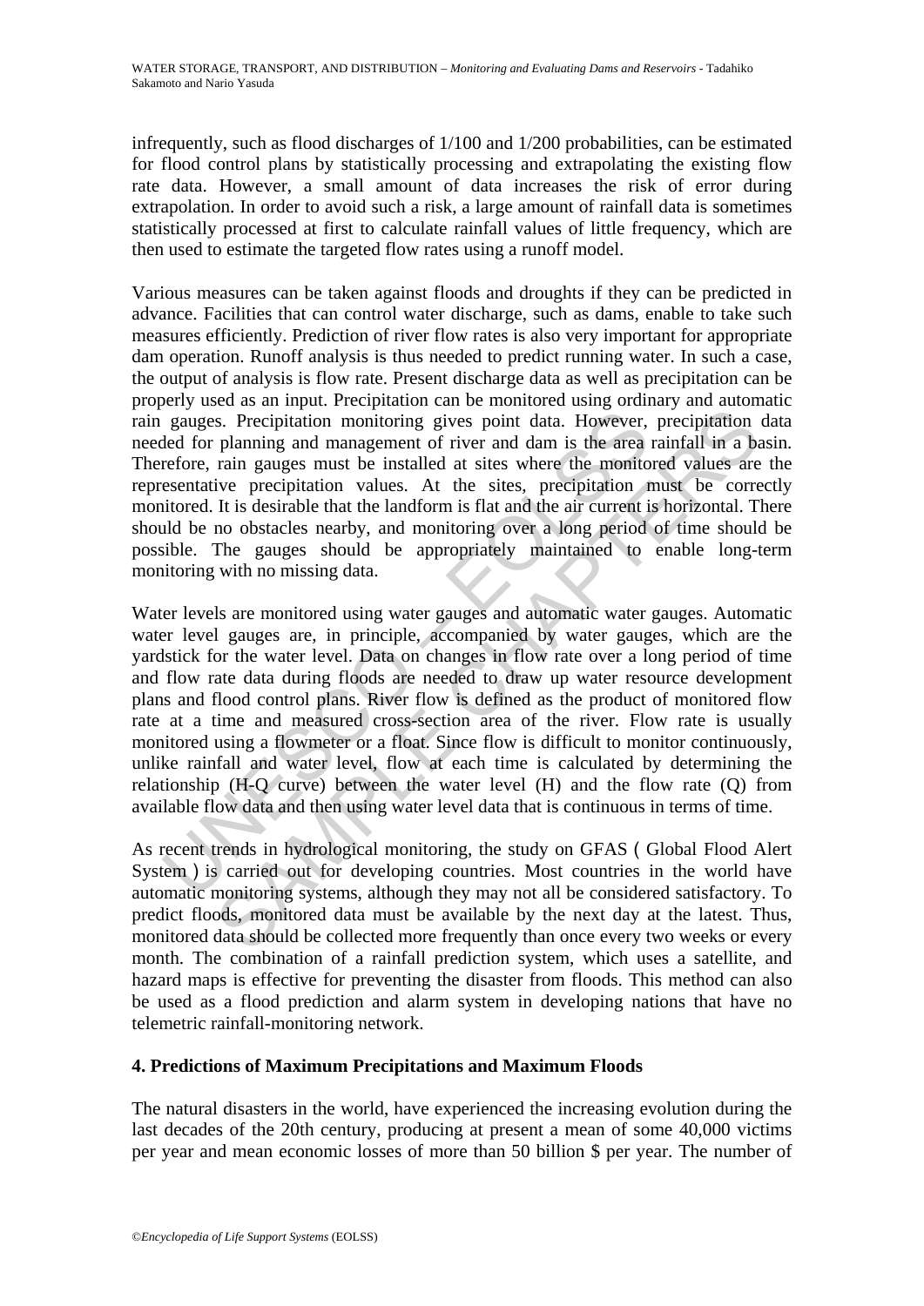infrequently, such as flood discharges of 1/100 and 1/200 probabilities, can be estimated for flood control plans by statistically processing and extrapolating the existing flow rate data. However, a small amount of data increases the risk of error during extrapolation. In order to avoid such a risk, a large amount of rainfall data is sometimes statistically processed at first to calculate rainfall values of little frequency, which are then used to estimate the targeted flow rates using a runoff model.

Various measures can be taken against floods and droughts if they can be predicted in advance. Facilities that can control water discharge, such as dams, enable to take such measures efficiently. Prediction of river flow rates is also very important for appropriate dam operation. Runoff analysis is thus needed to predict running water. In such a case, the output of analysis is flow rate. Present discharge data as well as precipitation can be properly used as an input. Precipitation can be monitored using ordinary and automatic rain gauges. Precipitation monitoring gives point data. However, precipitation data needed for planning and management of river and dam is the area rainfall in a basin. Therefore, rain gauges must be installed at sites where the monitored values are the representative precipitation values. At the sites, precipitation must be correctly monitored. It is desirable that the landform is flat and the air current is horizontal. There should be no obstacles nearby, and monitoring over a long period of time should be possible. The gauges should be appropriately maintained to enable long-term monitoring with no missing data.

Water levels are monitored using water gauges and automatic water gauges. Automatic water level gauges are, in principle, accompanied by water gauges, which are the yardstick for the water level. Data on changes in flow rate over a long period of time and flow rate data during floods are needed to draw up water resource development plans and flood control plans. River flow is defined as the product of monitored flow rate at a time and measured cross-section area of the river. Flow rate is usually monitored using a flowmeter or a float. Since flow is difficult to monitor continuously, unlike rainfall and water level, flow at each time is calculated by determining the relationship (H-Q curve) between the water level (H) and the flow rate (Q) from available flow data and then using water level data that is continuous in terms of time.

As recent trends in hydrological monitoring, the study on GFAS ( Global Flood Alert System ) is carried out for developing countries. Most countries in the world have automatic monitoring systems, although they may not all be considered satisfactory. To predict floods, monitored data must be available by the next day at the latest. Thus, monitored data should be collected more frequently than once every two weeks or every month. The combination of a rainfall prediction system, which uses a satellite, and hazard maps is effective for preventing the disaster from floods. This method can also be used as a flood prediction and alarm system in developing nations that have no telemetric rainfall-monitoring network.

## 4. Predictions of Maximum Precipitations and Maximum Floods

The natural disasters in the world, have experienced the increasing evolution during the last decades of the 20th century, producing at present a mean of some 40,000 victims per year and mean economic losses of more than 50 billion $ per year. The number of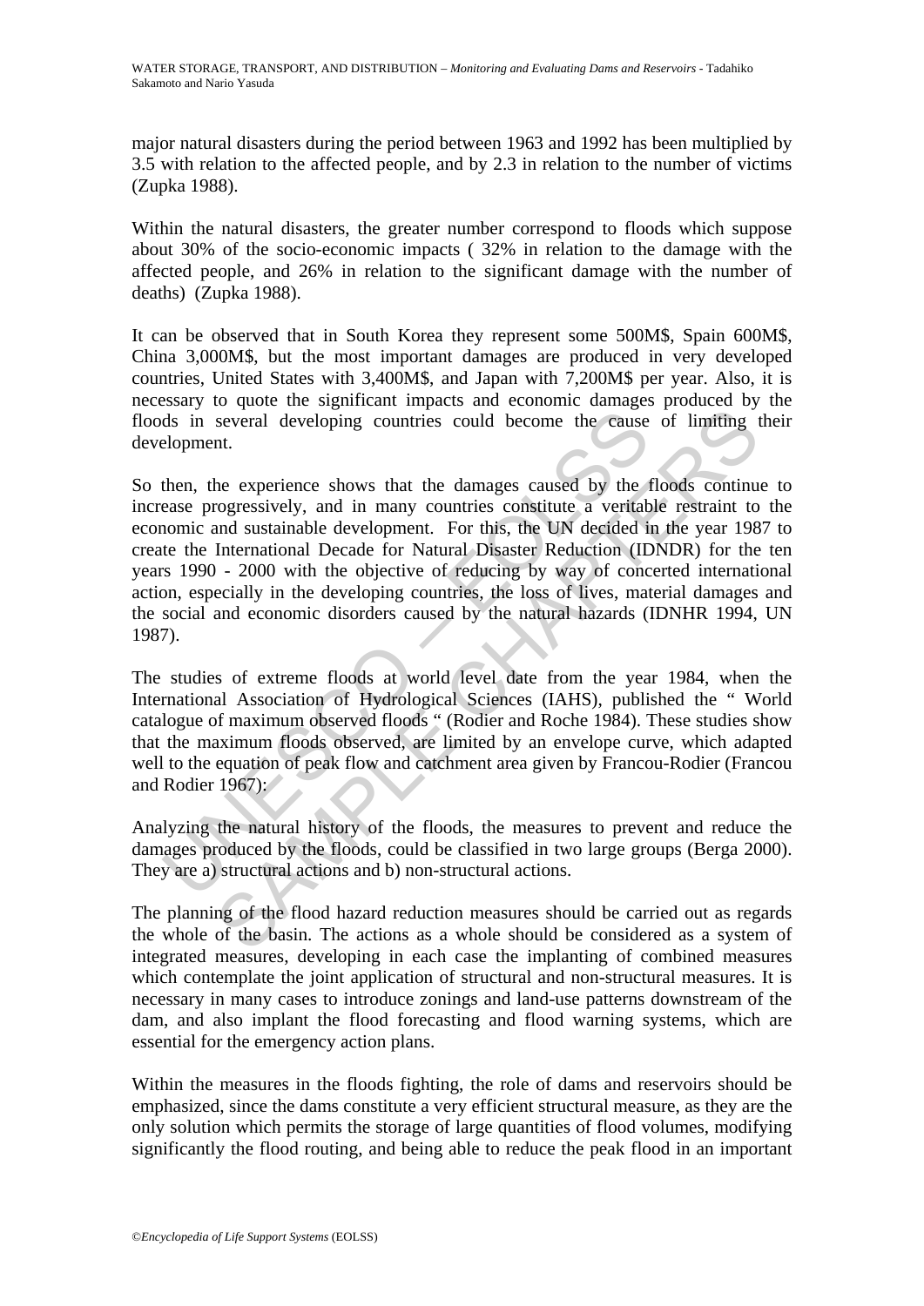major natural disasters during the period between 1963 and 1992 has been multiplied by 3.5 with relation to the affected people, and by 2.3 in relation to the number of victims (Zupka 1988).

Within the natural disasters, the greater number correspond to floods which suppose about 30% of the socio-economic impacts ( 32% in relation to the damage with the affected people, and 26% in relation to the significant damage with the number of deaths) (Zupka 1988).

It can be observed that in South Korea they represent some 500M$, Spain 600M$, China 3,000M$, but the most important damages are produced in very developed countries, United States with 3,400M$, and Japan with 7,200M$ per year. Also, it is necessary to quote the significant impacts and economic damages produced by the floods in several developing countries could become the cause of limiting their development.

So then, the experience shows that the damages caused by the floods continue to increase progressively, and in many countries constitute a veritable restraint to the economic and sustainable development. For this, the UN decided in the year 1987 to create the International Decade for Natural Disaster Reduction (IDNDR) for the ten years 1990 - 2000 with the objective of reducing by way of concerted international action, especially in the developing countries, the loss of lives, material damages and the social and economic disorders caused by the natural hazards (IDNHR 1994, UN 1987).

The studies of extreme floods at world level date from the year 1984, when the International Association of Hydrological Sciences (IAHS), published the " World catalogue of maximum observed floods " (Rodier and Roche 1984). These studies show that the maximum floods observed, are limited by an envelope curve, which adapted well to the equation of peak flow and catchment area given by Francou-Rodier (Francou and Rodier 1967):

Analyzing the natural history of the floods, the measures to prevent and reduce the damages produced by the floods, could be classified in two large groups (Berga 2000). They are a) structural actions and b) non-structural actions.

The planning of the flood hazard reduction measures should be carried out as regards the whole of the basin. The actions as a whole should be considered as a system of integrated measures, developing in each case the implanting of combined measures which contemplate the joint application of structural and non-structural measures. It is necessary in many cases to introduce zonings and land-use patterns downstream of the dam, and also implant the flood forecasting and flood warning systems, which are essential for the emergency action plans.

Within the measures in the floods fighting, the role of dams and reservoirs should be emphasized, since the dams constitute a very efficient structural measure, as they are the only solution which permits the storage of large quantities of flood volumes, modifying significantly the flood routing, and being able to reduce the peak flood in an important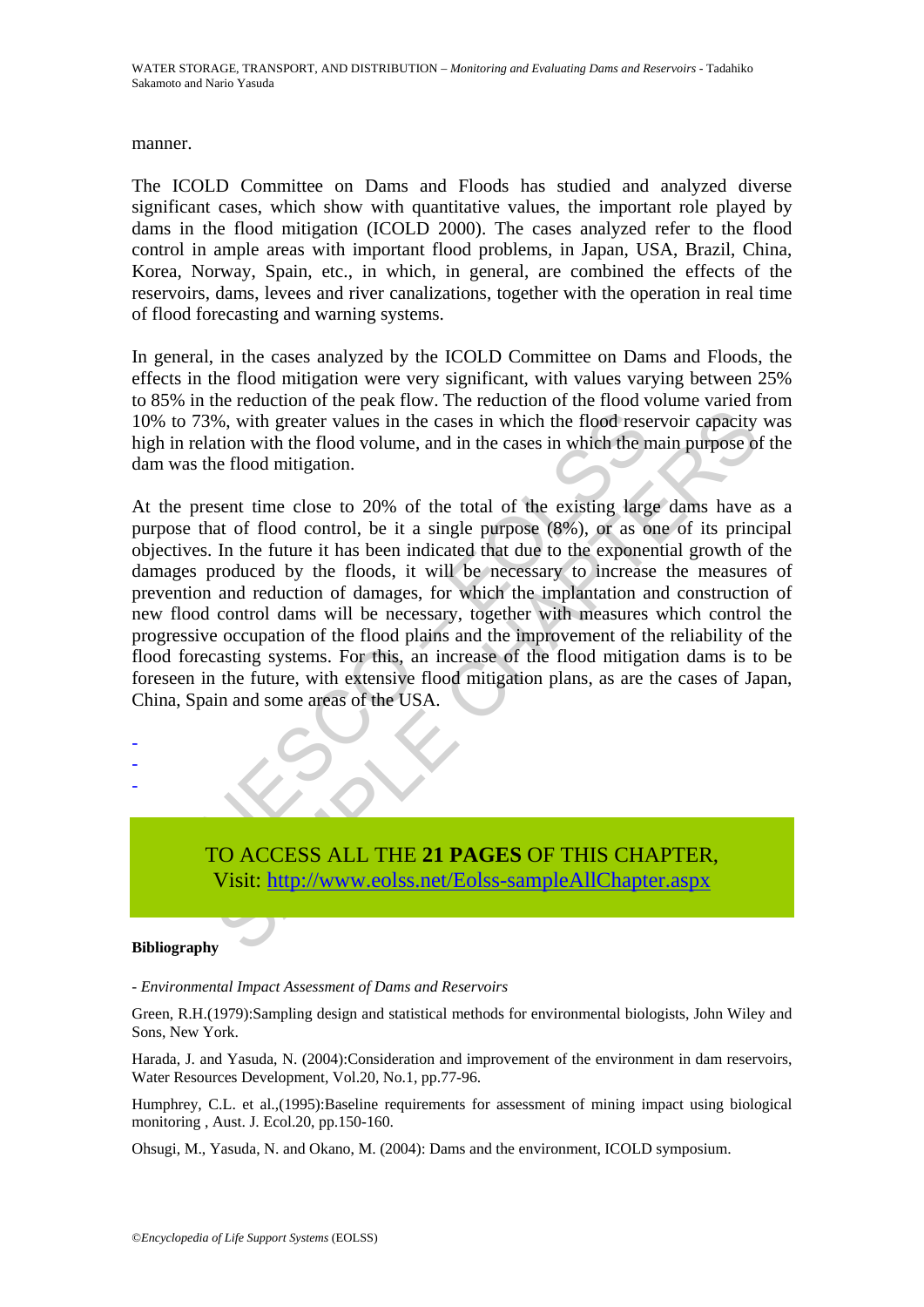manner.

The ICOLD Committee on Dams and Floods has studied and analyzed diverse significant cases, which show with quantitative values, the important role played by dams in the flood mitigation (ICOLD 2000). The cases analyzed refer to the flood control in ample areas with important flood problems, in Japan, USA, Brazil, China, Korea, Norway, Spain, etc., in which, in general, are combined the effects of the reservoirs, dams, levees and river canalizations, together with the operation in real time of flood forecasting and warning systems.

In general, in the cases analyzed by the ICOLD Committee on Dams and Floods, the effects in the flood mitigation were very significant, with values varying between 25% to 85% in the reduction of the peak flow. The reduction of the flood volume varied from 10% to 73%, with greater values in the cases in which the flood reservoir capacity was high in relation with the flood volume, and in the cases in which the main purpose of the dam was the flood mitigation.

At the present time close to 20% of the total of the existing large dams have as a purpose that of flood control, be it a single purpose (8%), or as one of its principal objectives. In the future it has been indicated that due to the exponential growth of the damages produced by the floods, it will be necessary to increase the measures of prevention and reduction of damages, for which the implantation and construction of new flood control dams will be necessary, together with measures which control the progressive occupation of the flood plains and the improvement of the reliability of the flood forecasting systems. For this, an increase of the flood mitigation dams is to be foreseen in the future, with extensive flood mitigation plans, as are the cases of Japan, China, Spain and some areas of the USA.

-
-
-

TO ACCESS ALL THE **21 PAGES** OF THIS CHAPTER,
Visit: http://www.eolss.net/Eolss-sampleAllChapter.aspx

**Bibliography**

- *Environmental Impact Assessment of Dams and Reservoirs*

Green, R.H.(1979):Sampling design and statistical methods for environmental biologists, John Wiley and Sons, New York.

Harada, J. and Yasuda, N. (2004):Consideration and improvement of the environment in dam reservoirs, Water Resources Development, Vol.20, No.1, pp.77-96.

Humphrey, C.L. et al.,(1995):Baseline requirements for assessment of mining impact using biological monitoring , Aust. J. Ecol.20, pp.150-160.

Ohsugi, M., Yasuda, N. and Okano, M. (2004): Dams and the environment, ICOLD symposium.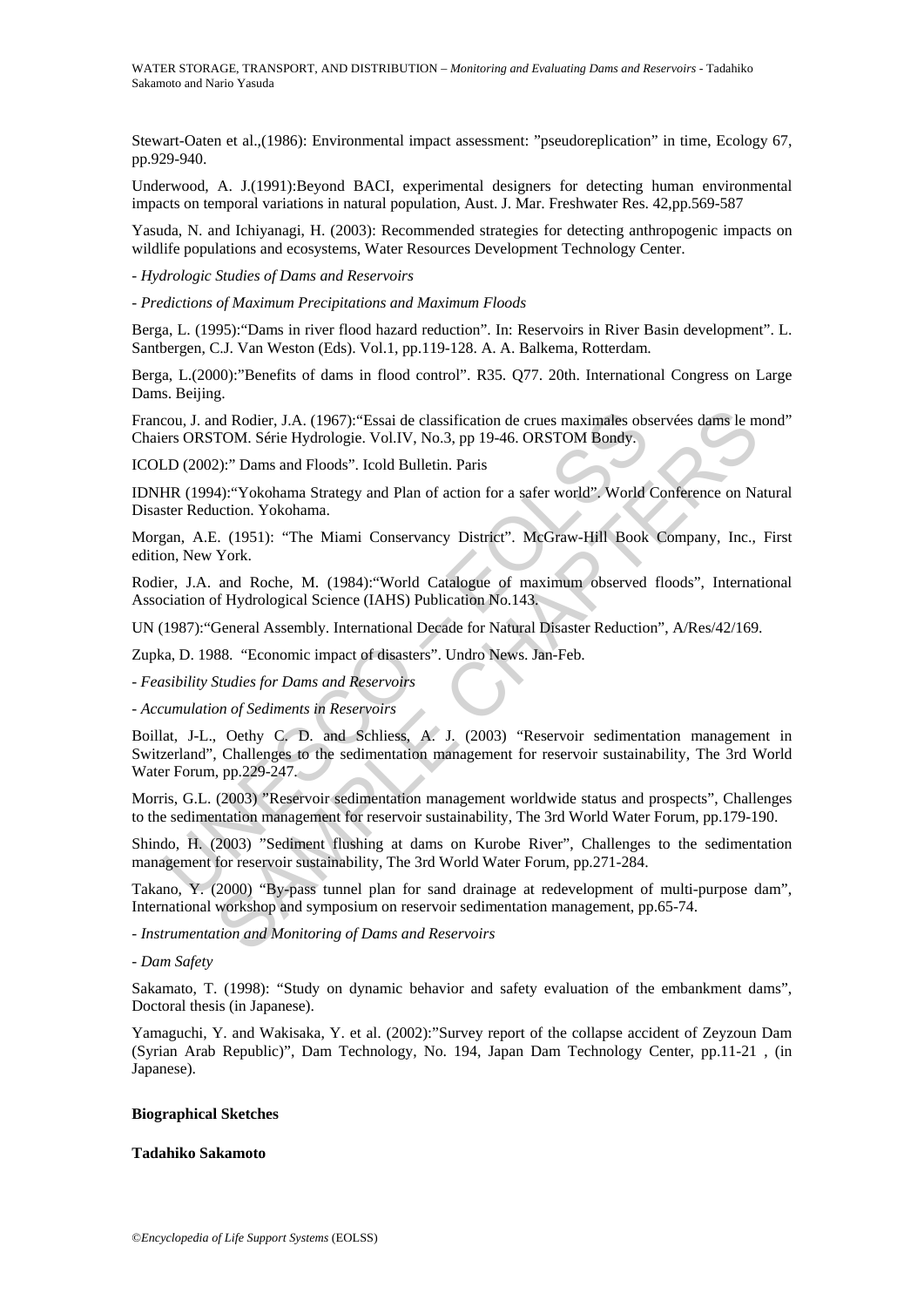Stewart-Oaten et al.,(1986): Environmental impact assessment: "pseudoreplication" in time, Ecology 67, pp.929-940.

Underwood, A. J.(1991):Beyond BACI, experimental designers for detecting human environmental impacts on temporal variations in natural population, Aust. J. Mar. Freshwater Res. 42,pp.569-587

Yasuda, N. and Ichiyanagi, H. (2003): Recommended strategies for detecting anthropogenic impacts on wildlife populations and ecosystems, Water Resources Development Technology Center.

*- Hydrologic Studies of Dams and Reservoirs*

*- Predictions of Maximum Precipitations and Maximum Floods*

Berga, L. (1995):"Dams in river flood hazard reduction". In: Reservoirs in River Basin development". L. Santbergen, C.J. Van Weston (Eds). Vol.1, pp.119-128. A. A. Balkema, Rotterdam.

Berga, L.(2000):"Benefits of dams in flood control". R35. Q77. 20th. International Congress on Large Dams. Beijing.

Francou, J. and Rodier, J.A. (1967):"Essai de classification de crues maximales observées dams le mond" Chaiers ORSTOM. Série Hydrologie. Vol.IV, No.3, pp 19-46. ORSTOM Bondy.

ICOLD (2002):" Dams and Floods". Icold Bulletin. Paris

IDNHR (1994):"Yokohama Strategy and Plan of action for a safer world". World Conference on Natural Disaster Reduction. Yokohama.

Morgan, A.E. (1951): "The Miami Conservancy District". McGraw-Hill Book Company, Inc., First edition, New York.

Rodier, J.A. and Roche, M. (1984):"World Catalogue of maximum observed floods", International Association of Hydrological Science (IAHS) Publication No.143.

UN (1987):"General Assembly. International Decade for Natural Disaster Reduction", A/Res/42/169.

Zupka, D. 1988. "Economic impact of disasters". Undro News. Jan-Feb.

*- Feasibility Studies for Dams and Reservoirs*

*- Accumulation of Sediments in Reservoirs*

Boillat, J-L., Oethy C. D. and Schliess, A. J. (2003) "Reservoir sedimentation management in Switzerland", Challenges to the sedimentation management for reservoir sustainability, The 3rd World Water Forum, pp.229-247.

Morris, G.L. (2003) "Reservoir sedimentation management worldwide status and prospects", Challenges to the sedimentation management for reservoir sustainability, The 3rd World Water Forum, pp.179-190.

Shindo, H. (2003) "Sediment flushing at dams on Kurobe River", Challenges to the sedimentation management for reservoir sustainability, The 3rd World Water Forum, pp.271-284.

Takano, Y. (2000) "By-pass tunnel plan for sand drainage at redevelopment of multi-purpose dam", International workshop and symposium on reservoir sedimentation management, pp.65-74.

*- Instrumentation and Monitoring of Dams and Reservoirs*

*- Dam Safety*

Sakamato, T. (1998): "Study on dynamic behavior and safety evaluation of the embankment dams", Doctoral thesis (in Japanese).

Yamaguchi, Y. and Wakisaka, Y. et al. (2002):"Survey report of the collapse accident of Zeyzoun Dam (Syrian Arab Republic)", Dam Technology, No. 194, Japan Dam Technology Center, pp.11-21 , (in Japanese).

**Biographical Sketches**

**Tadahiko Sakamoto**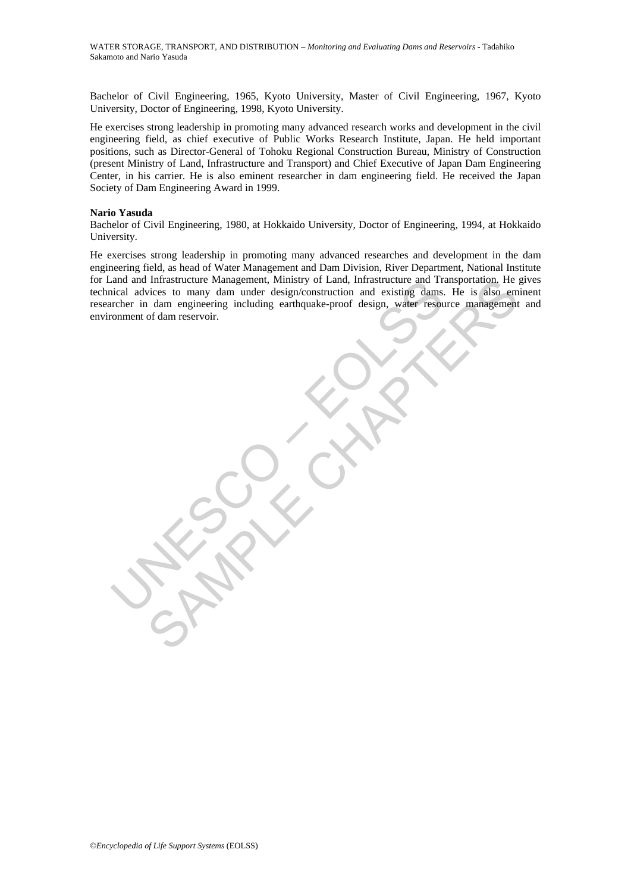Bachelor of Civil Engineering, 1965, Kyoto University, Master of Civil Engineering, 1967, Kyoto University, Doctor of Engineering, 1998, Kyoto University.

He exercises strong leadership in promoting many advanced research works and development in the civil engineering field, as chief executive of Public Works Research Institute, Japan. He held important positions, such as Director-General of Tohoku Regional Construction Bureau, Ministry of Construction (present Ministry of Land, Infrastructure and Transport) and Chief Executive of Japan Dam Engineering Center, in his carrier. He is also eminent researcher in dam engineering field. He received the Japan Society of Dam Engineering Award in 1999.

**Nario Yasuda**
Bachelor of Civil Engineering, 1980, at Hokkaido University, Doctor of Engineering, 1994, at Hokkaido University.

He exercises strong leadership in promoting many advanced researches and development in the dam engineering field, as head of Water Management and Dam Division, River Department, National Institute for Land and Infrastructure Management, Ministry of Land, Infrastructure and Transportation. He gives technical advices to many dam under design/construction and existing dams. He is also eminent researcher in dam engineering including earthquake-proof design, water resource management and environment of dam reservoir.